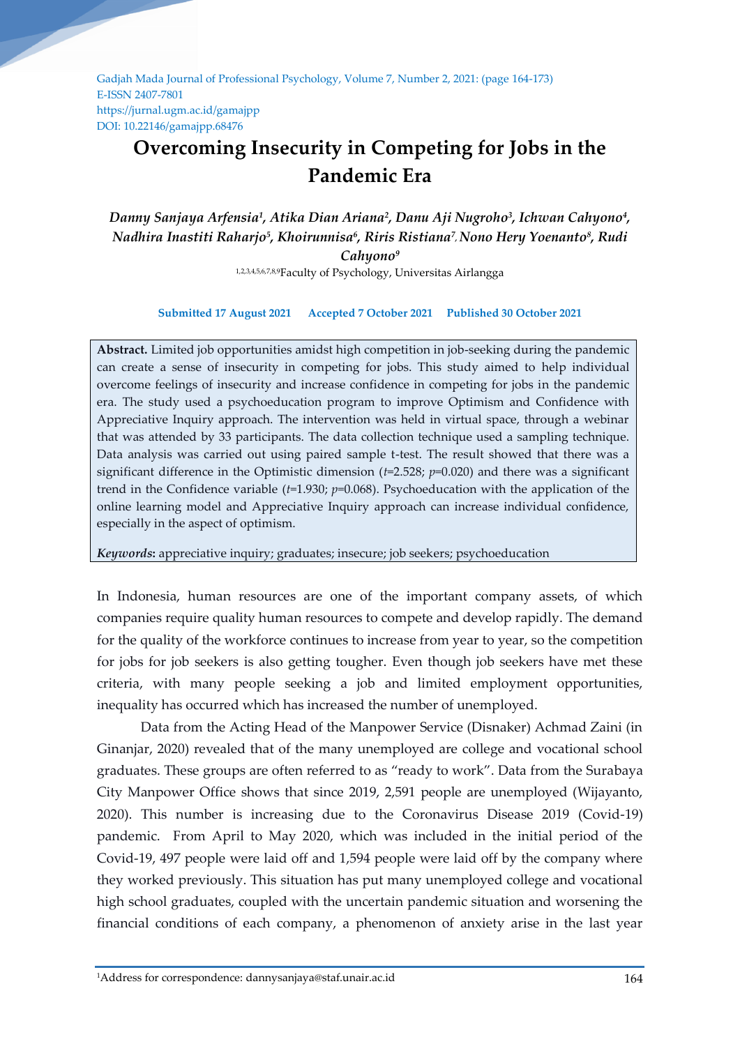Gadjah Mada Journal of Professional Psychology, Volume 7, Number 2, 2021: (page 164-173)
E-ISSN 2407-7801
https://jurnal.ugm.ac.id/gamajpp
DOI: 10.22146/gamajpp.68476

# Overcoming Insecurity in Competing for Jobs in the Pandemic Era

***Danny Sanjaya Arfensia[1], Atika Dian Ariana[2], Danu Aji Nugroho[3], Ichwan Cahyono[4], Nadhira Inastiti Rahardjo[5], Khoirunnisa[6], Riris Ristiana[7], Nono Hery Yoenanto[8], Rudi Cahyono[9]***

[1,2,3,4,5,6,7,8,9]Faculty of Psychology, Universitas Airlangga

**Submitted 17 August 2021 Accepted 7 October 2021 Published 30 October 2021**

**Abstract.** Limited job opportunities amidst high competition in job-seeking during the pandemic can create a sense of insecurity in competing for jobs. This study aimed to help individual overcome feelings of insecurity and increase confidence in competing for jobs in the pandemic era. The study used a psychoeducation program to improve Optimism and Confidence with Appreciative Inquiry approach. The intervention was held in virtual space, through a webinar that was attended by 33 participants. The data collection technique used a sampling technique. Data analysis was carried out using paired sample t-test. The result showed that there was a significant difference in the Optimistic dimension ($t$=2.528; $p$=0.020) and there was a significant trend in the Confidence variable ($t$=1.930; $p$=0.068). Psychoeducation with the application of the online learning model and Appreciative Inquiry approach can increase individual confidence, especially in the aspect of optimism.

***Keywords*****:** appreciative inquiry; graduates; insecure; job seekers; psychoeducation

In Indonesia, human resources are one of the important company assets, of which companies require quality human resources to compete and develop rapidly. The demand for the quality of the workforce continues to increase from year to year, so the competition for jobs for job seekers is also getting tougher. Even though job seekers have met these criteria, with many people seeking a job and limited employment opportunities, inequality has occurred which has increased the number of unemployed.

Data from the Acting Head of the Manpower Service (Disnaker) Achmad Zaini (in Ginanjar, 2020) revealed that of the many unemployed are college and vocational school graduates. These groups are often referred to as "ready to work". Data from the Surabaya City Manpower Office shows that since 2019, 2,591 people are unemployed (Wijayanto, 2020). This number is increasing due to the Coronavirus Disease 2019 (Covid-19) pandemic. From April to May 2020, which was included in the initial period of the Covid-19, 497 people were laid off and 1,594 people were laid off by the company where they worked previously. This situation has put many unemployed college and vocational high school graduates, coupled with the uncertain pandemic situation and worsening the financial conditions of each company, a phenomenon of anxiety arise in the last year

[1]Address for correspondence: dannysanjaya@staf.unair.ac.id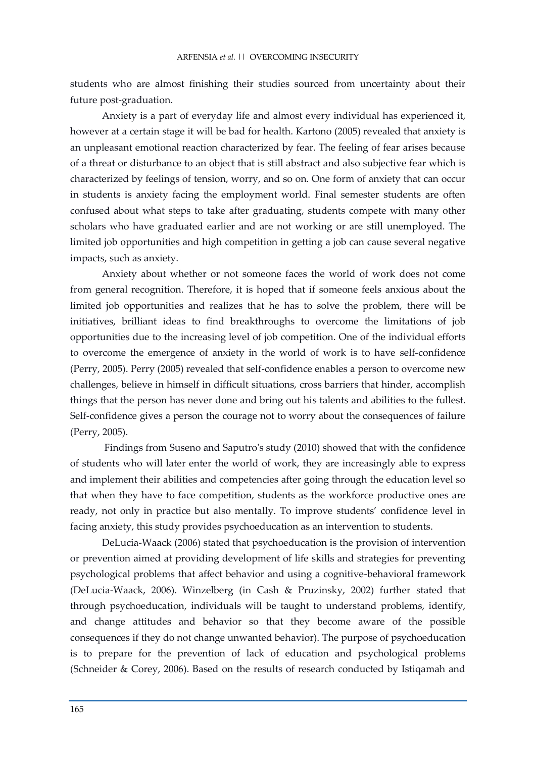students who are almost finishing their studies sourced from uncertainty about their future post-graduation.

Anxiety is a part of everyday life and almost every individual has experienced it, however at a certain stage it will be bad for health. Kartono (2005) revealed that anxiety is an unpleasant emotional reaction characterized by fear. The feeling of fear arises because of a threat or disturbance to an object that is still abstract and also subjective fear which is characterized by feelings of tension, worry, and so on. One form of anxiety that can occur in students is anxiety facing the employment world. Final semester students are often confused about what steps to take after graduating, students compete with many other scholars who have graduated earlier and are not working or are still unemployed. The limited job opportunities and high competition in getting a job can cause several negative impacts, such as anxiety.

Anxiety about whether or not someone faces the world of work does not come from general recognition. Therefore, it is hoped that if someone feels anxious about the limited job opportunities and realizes that he has to solve the problem, there will be initiatives, brilliant ideas to find breakthroughs to overcome the limitations of job opportunities due to the increasing level of job competition. One of the individual efforts to overcome the emergence of anxiety in the world of work is to have self-confidence (Perry, 2005). Perry (2005) revealed that self-confidence enables a person to overcome new challenges, believe in himself in difficult situations, cross barriers that hinder, accomplish things that the person has never done and bring out his talents and abilities to the fullest. Self-confidence gives a person the courage not to worry about the consequences of failure (Perry, 2005).

Findings from Suseno and Saputro's study (2010) showed that with the confidence of students who will later enter the world of work, they are increasingly able to express and implement their abilities and competencies after going through the education level so that when they have to face competition, students as the workforce productive ones are ready, not only in practice but also mentally. To improve students' confidence level in facing anxiety, this study provides psychoeducation as an intervention to students.

DeLucia-Waack (2006) stated that psychoeducation is the provision of intervention or prevention aimed at providing development of life skills and strategies for preventing psychological problems that affect behavior and using a cognitive-behavioral framework (DeLucia-Waack, 2006). Winzelberg (in Cash & Pruzinsky, 2002) further stated that through psychoeducation, individuals will be taught to understand problems, identify, and change attitudes and behavior so that they become aware of the possible consequences if they do not change unwanted behavior). The purpose of psychoeducation is to prepare for the prevention of lack of education and psychological problems (Schneider & Corey, 2006). Based on the results of research conducted by Istiqamah and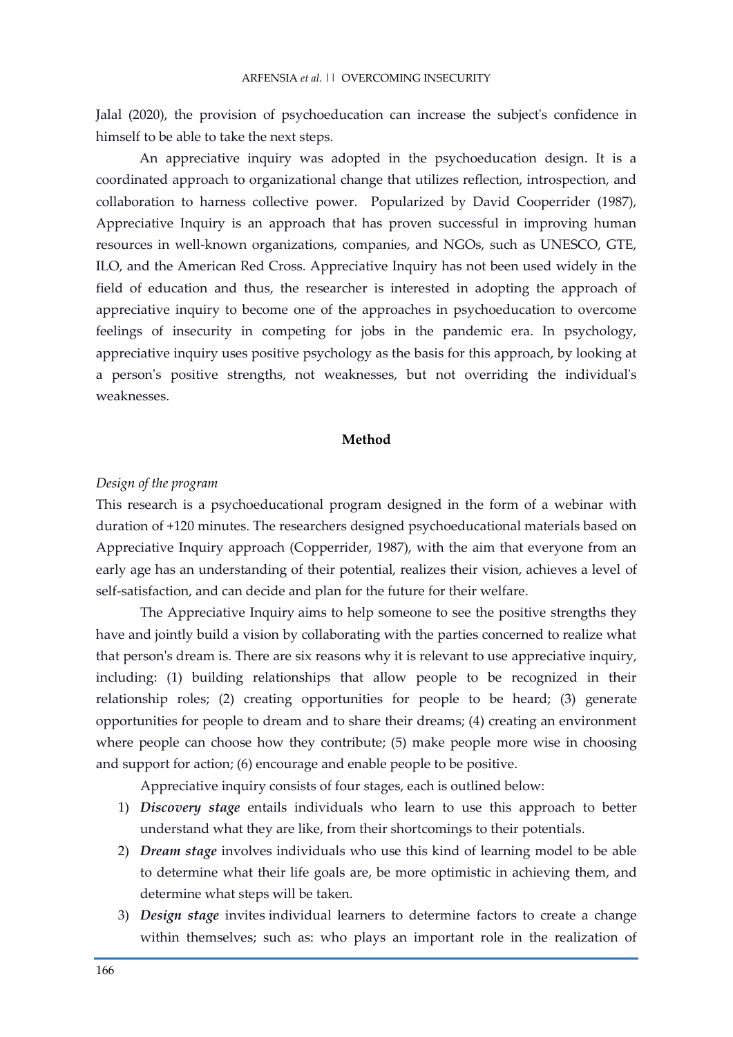Jalal (2020), the provision of psychoeducation can increase the subject's confidence in himself to be able to take the next steps.

An appreciative inquiry was adopted in the psychoeducation design. It is a coordinated approach to organizational change that utilizes reflection, introspection, and collaboration to harness collective power. Popularized by David Cooperrider (1987), Appreciative Inquiry is an approach that has proven successful in improving human resources in well-known organizations, companies, and NGOs, such as UNESCO, GTE, ILO, and the American Red Cross. Appreciative Inquiry has not been used widely in the field of education and thus, the researcher is interested in adopting the approach of appreciative inquiry to become one of the approaches in psychoeducation to overcome feelings of insecurity in competing for jobs in the pandemic era. In psychology, appreciative inquiry uses positive psychology as the basis for this approach, by looking at a person's positive strengths, not weaknesses, but not overriding the individual's weaknesses.

## Method

*Design of the program*

This research is a psychoeducational program designed in the form of a webinar with duration of +120 minutes. The researchers designed psychoeducational materials based on Appreciative Inquiry approach (Copperrider, 1987), with the aim that everyone from an early age has an understanding of their potential, realizes their vision, achieves a level of self-satisfaction, and can decide and plan for the future for their welfare.

The Appreciative Inquiry aims to help someone to see the positive strengths they have and jointly build a vision by collaborating with the parties concerned to realize what that person's dream is. There are six reasons why it is relevant to use appreciative inquiry, including: (1) building relationships that allow people to be recognized in their relationship roles; (2) creating opportunities for people to be heard; (3) generate opportunities for people to dream and to share their dreams; (4) creating an environment where people can choose how they contribute; (5) make people more wise in choosing and support for action; (6) encourage and enable people to be positive.

Appreciative inquiry consists of four stages, each is outlined below:

1) ***Discovery stage*** entails individuals who learn to use this approach to better understand what they are like, from their shortcomings to their potentials.
2) ***Dream stage*** involves individuals who use this kind of learning model to be able to determine what their life goals are, be more optimistic in achieving them, and determine what steps will be taken.
3) ***Design stage*** invites individual learners to determine factors to create a change within themselves; such as: who plays an important role in the realization of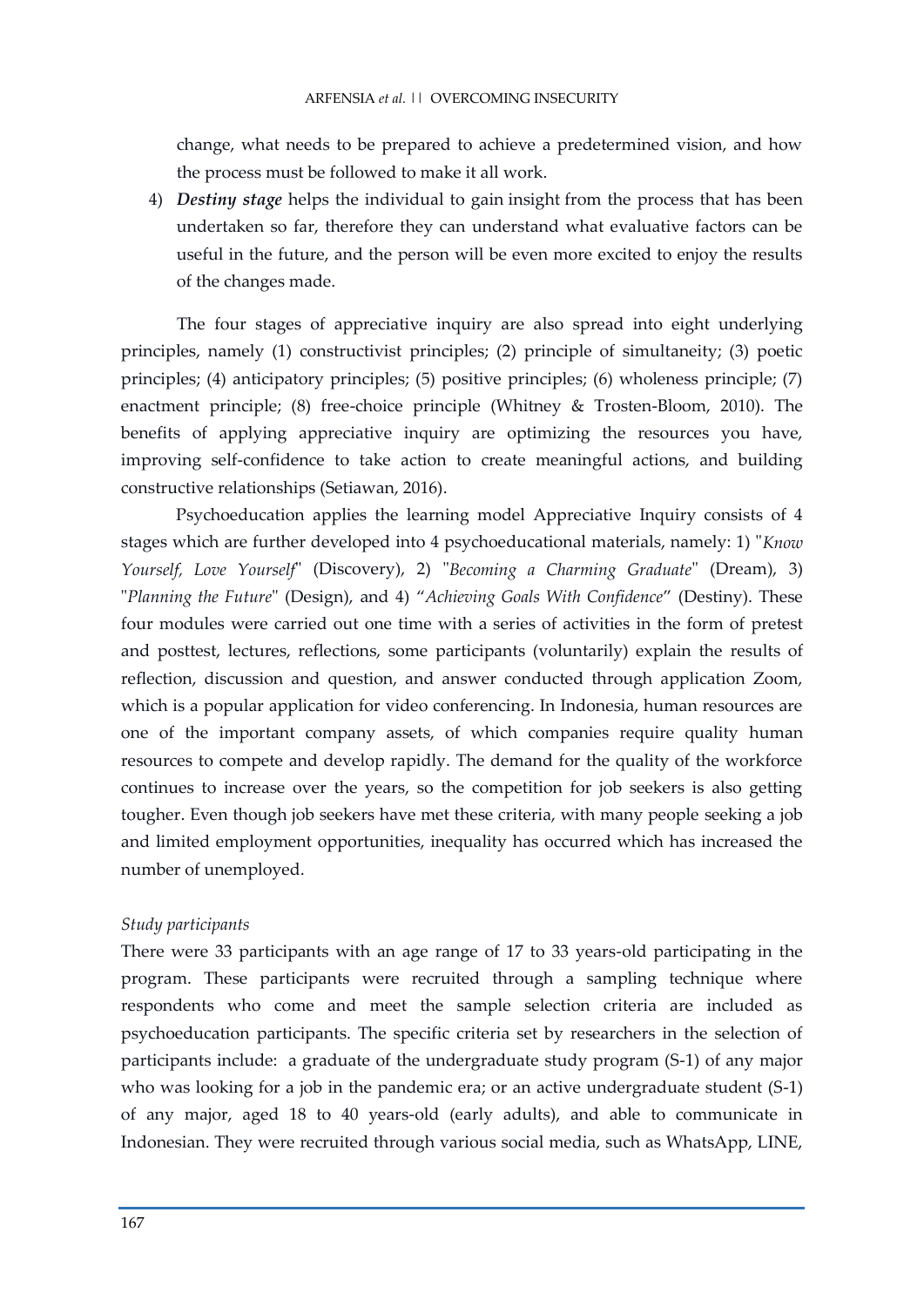change, what needs to be prepared to achieve a predetermined vision, and how the process must be followed to make it all work.

4) ***Destiny stage*** helps the individual to gain insight from the process that has been undertaken so far, therefore they can understand what evaluative factors can be useful in the future, and the person will be even more excited to enjoy the results of the changes made.

The four stages of appreciative inquiry are also spread into eight underlying principles, namely (1) constructivist principles; (2) principle of simultaneity; (3) poetic principles; (4) anticipatory principles; (5) positive principles; (6) wholeness principle; (7) enactment principle; (8) free-choice principle (Whitney & Trosten-Bloom, 2010). The benefits of applying appreciative inquiry are optimizing the resources you have, improving self-confidence to take action to create meaningful actions, and building constructive relationships (Setiawan, 2016).

Psychoeducation applies the learning model Appreciative Inquiry consists of 4 stages which are further developed into 4 psychoeducational materials, namely: 1) "*Know Yourself, Love Yourself*" (Discovery), 2) "*Becoming a Charming Graduate*" (Dream), 3) "*Planning the Future*" (Design), and 4) "*Achieving Goals With Confidence*" (Destiny). These four modules were carried out one time with a series of activities in the form of pretest and posttest, lectures, reflections, some participants (voluntarily) explain the results of reflection, discussion and question, and answer conducted through application Zoom, which is a popular application for video conferencing. In Indonesia, human resources are one of the important company assets, of which companies require quality human resources to compete and develop rapidly. The demand for the quality of the workforce continues to increase over the years, so the competition for job seekers is also getting tougher. Even though job seekers have met these criteria, with many people seeking a job and limited employment opportunities, inequality has occurred which has increased the number of unemployed.

*Study participants*

There were 33 participants with an age range of 17 to 33 years-old participating in the program. These participants were recruited through a sampling technique where respondents who come and meet the sample selection criteria are included as psychoeducation participants. The specific criteria set by researchers in the selection of participants include: a graduate of the undergraduate study program (S-1) of any major who was looking for a job in the pandemic era; or an active undergraduate student (S-1) of any major, aged 18 to 40 years-old (early adults), and able to communicate in Indonesian. They were recruited through various social media, such as WhatsApp, LINE,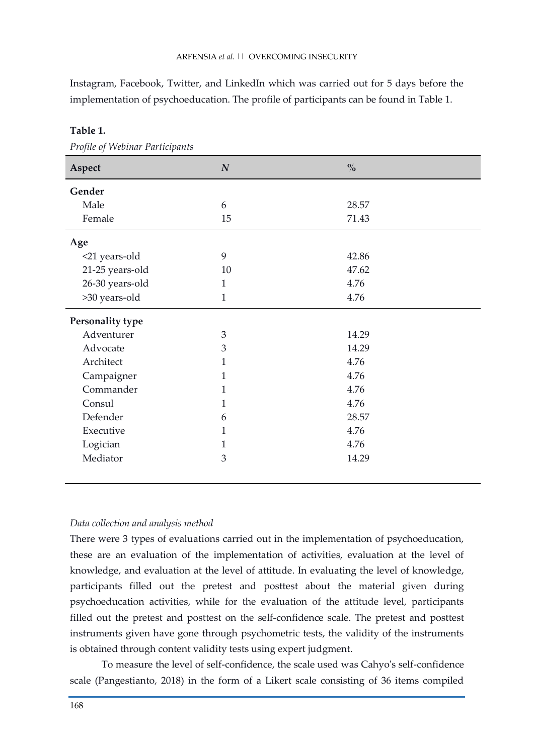Instagram, Facebook, Twitter, and LinkedIn which was carried out for 5 days before the implementation of psychoeducation. The profile of participants can be found in Table 1.

**Table 1.**

*Profile of Webinar Participants*

| Aspect | *N* | % |
|---|---|---|
| **Gender** | | |
| Male | 6 | 28.57 |
| Female | 15 | 71.43 |
| **Age** | | |
| <21 years-old | 9 | 42.86 |
| 21-25 years-old | 10 | 47.62 |
| 26-30 years-old | 1 | 4.76 |
| >30 years-old | 1 | 4.76 |
| **Personality type** | | |
| Adventurer | 3 | 14.29 |
| Advocate | 3 | 14.29 |
| Architect | 1 | 4.76 |
| Campaigner | 1 | 4.76 |
| Commander | 1 | 4.76 |
| Consul | 1 | 4.76 |
| Defender | 6 | 28.57 |
| Executive | 1 | 4.76 |
| Logician | 1 | 4.76 |
| Mediator | 3 | 14.29 |

*Data collection and analysis method*

There were 3 types of evaluations carried out in the implementation of psychoeducation, these are an evaluation of the implementation of activities, evaluation at the level of knowledge, and evaluation at the level of attitude. In evaluating the level of knowledge, participants filled out the pretest and posttest about the material given during psychoeducation activities, while for the evaluation of the attitude level, participants filled out the pretest and posttest on the self-confidence scale. The pretest and posttest instruments given have gone through psychometric tests, the validity of the instruments is obtained through content validity tests using expert judgment.

To measure the level of self-confidence, the scale used was Cahyo's self-confidence scale (Pangestianto, 2018) in the form of a Likert scale consisting of 36 items compiled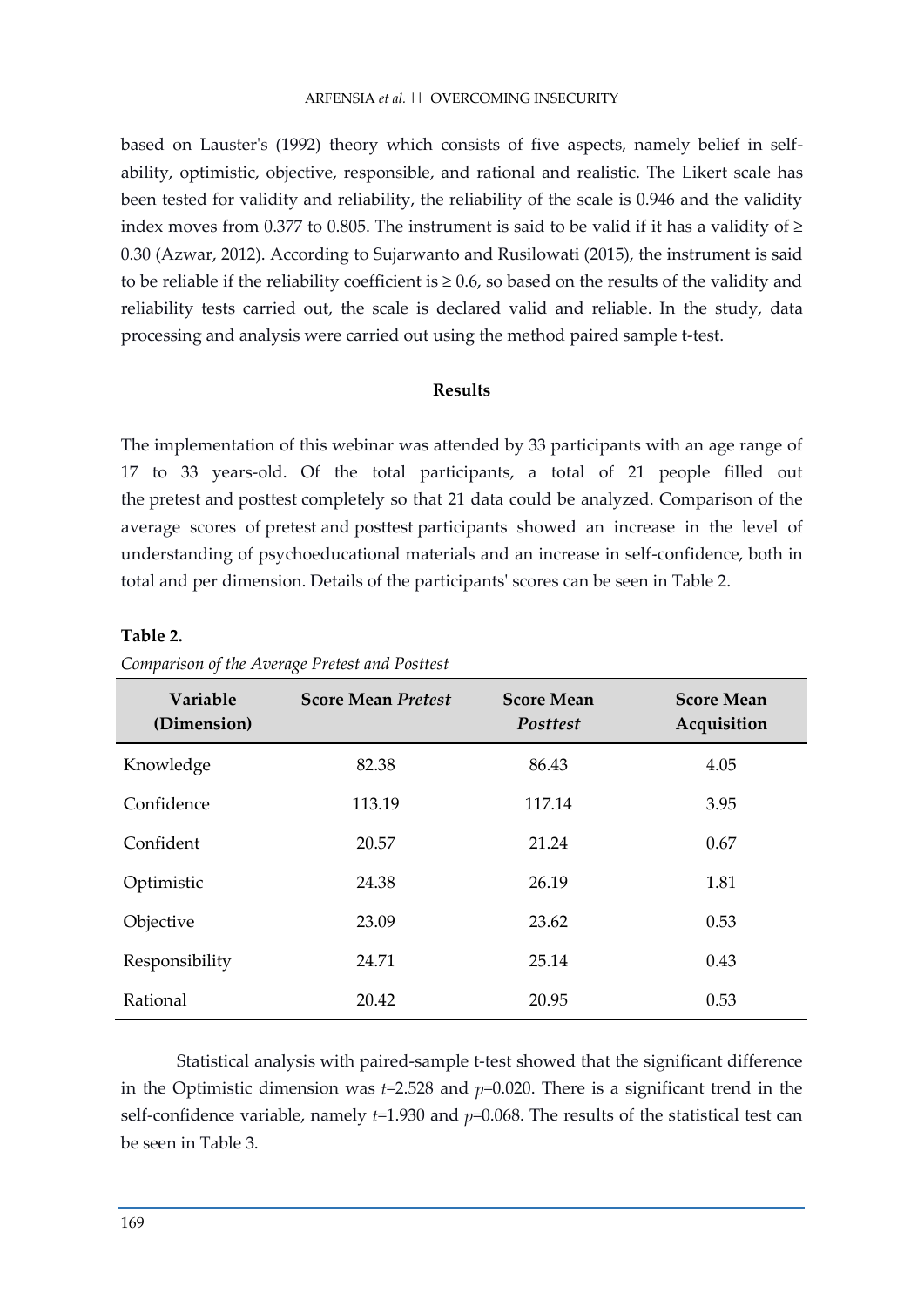based on Lauster's (1992) theory which consists of five aspects, namely belief in self-ability, optimistic, objective, responsible, and rational and realistic. The Likert scale has been tested for validity and reliability, the reliability of the scale is 0.946 and the validity index moves from 0.377 to 0.805. The instrument is said to be valid if it has a validity of ≥ 0.30 (Azwar, 2012). According to Sujarwanto and Rusilowati (2015), the instrument is said to be reliable if the reliability coefficient is ≥ 0.6, so based on the results of the validity and reliability tests carried out, the scale is declared valid and reliable. In the study, data processing and analysis were carried out using the method paired sample t-test.

## Results

The implementation of this webinar was attended by 33 participants with an age range of 17 to 33 years-old. Of the total participants, a total of 21 people filled out the pretest and posttest completely so that 21 data could be analyzed. Comparison of the average scores of pretest and posttest participants showed an increase in the level of understanding of psychoeducational materials and an increase in self-confidence, both in total and per dimension. Details of the participants' scores can be seen in Table 2.

**Table 2.**

*Comparison of the Average Pretest and Posttest*

| Variable (Dimension) | Score Mean *Pretest* | Score Mean *Posttest* | Score Mean Acquisition |
|---|---|---|---|
| Knowledge | 82.38 | 86.43 | 4.05 |
| Confidence | 113.19 | 117.14 | 3.95 |
| Confident | 20.57 | 21.24 | 0.67 |
| Optimistic | 24.38 | 26.19 | 1.81 |
| Objective | 23.09 | 23.62 | 0.53 |
| Responsibility | 24.71 | 25.14 | 0.43 |
| Rational | 20.42 | 20.95 | 0.53 |

Statistical analysis with paired-sample t-test showed that the significant difference in the Optimistic dimension was $t$=2.528 and $p$=0.020. There is a significant trend in the self-confidence variable, namely $t$=1.930 and $p$=0.068. The results of the statistical test can be seen in Table 3.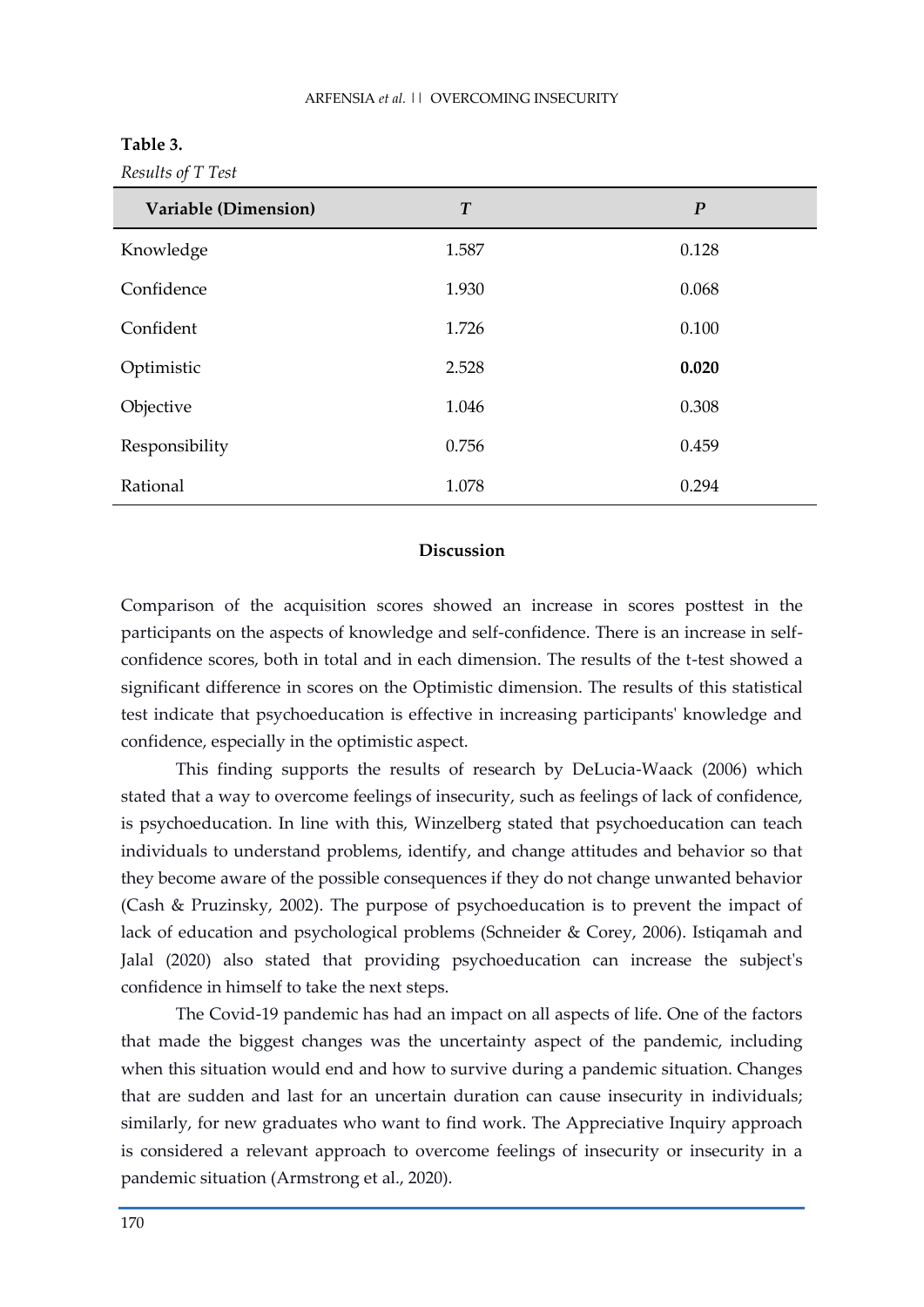**Table 3.**

*Results of T Test*

| Variable (Dimension) | *T* | *P* |
|---|---|---|
| Knowledge | 1.587 | 0.128 |
| Confidence | 1.930 | 0.068 |
| Confident | 1.726 | 0.100 |
| Optimistic | 2.528 | **0.020** |
| Objective | 1.046 | 0.308 |
| Responsibility | 0.756 | 0.459 |
| Rational | 1.078 | 0.294 |

## Discussion

Comparison of the acquisition scores showed an increase in scores posttest in the participants on the aspects of knowledge and self-confidence. There is an increase in self-confidence scores, both in total and in each dimension. The results of the t-test showed a significant difference in scores on the Optimistic dimension. The results of this statistical test indicate that psychoeducation is effective in increasing participants' knowledge and confidence, especially in the optimistic aspect.

This finding supports the results of research by DeLucia-Waack (2006) which stated that a way to overcome feelings of insecurity, such as feelings of lack of confidence, is psychoeducation. In line with this, Winzelberg stated that psychoeducation can teach individuals to understand problems, identify, and change attitudes and behavior so that they become aware of the possible consequences if they do not change unwanted behavior (Cash & Pruzinsky, 2002). The purpose of psychoeducation is to prevent the impact of lack of education and psychological problems (Schneider & Corey, 2006). Istiqamah and Jalal (2020) also stated that providing psychoeducation can increase the subject's confidence in himself to take the next steps.

The Covid-19 pandemic has had an impact on all aspects of life. One of the factors that made the biggest changes was the uncertainty aspect of the pandemic, including when this situation would end and how to survive during a pandemic situation. Changes that are sudden and last for an uncertain duration can cause insecurity in individuals; similarly, for new graduates who want to find work. The Appreciative Inquiry approach is considered a relevant approach to overcome feelings of insecurity or insecurity in a pandemic situation (Armstrong et al., 2020).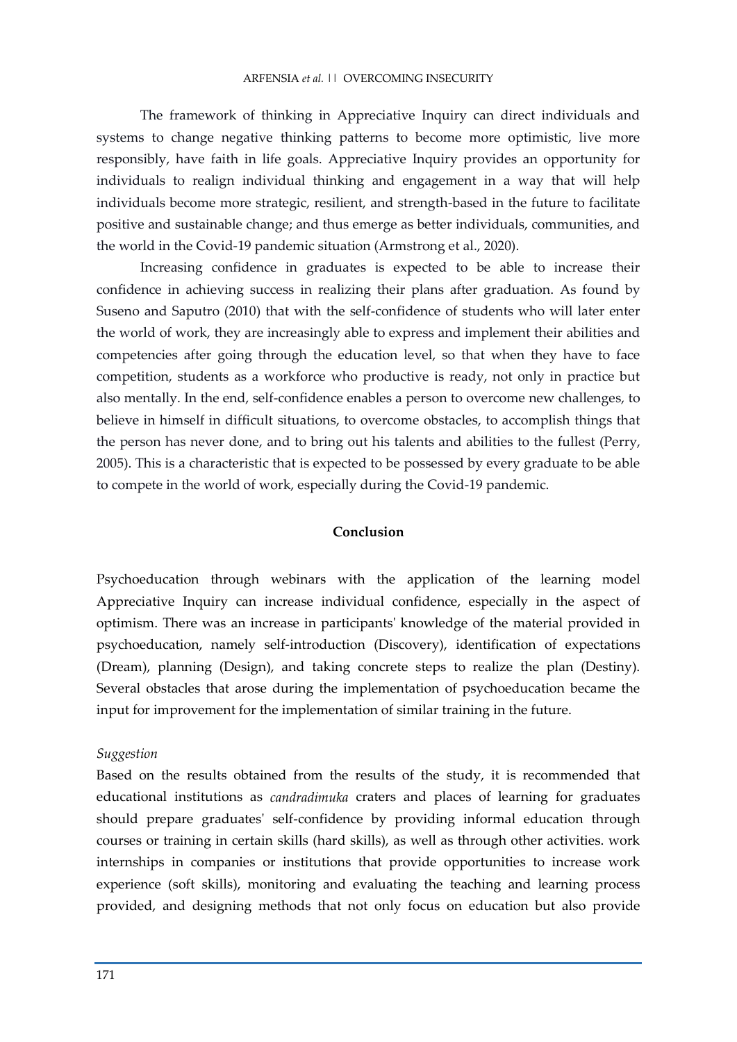The framework of thinking in Appreciative Inquiry can direct individuals and systems to change negative thinking patterns to become more optimistic, live more responsibly, have faith in life goals. Appreciative Inquiry provides an opportunity for individuals to realign individual thinking and engagement in a way that will help individuals become more strategic, resilient, and strength-based in the future to facilitate positive and sustainable change; and thus emerge as better individuals, communities, and the world in the Covid-19 pandemic situation (Armstrong et al., 2020).

Increasing confidence in graduates is expected to be able to increase their confidence in achieving success in realizing their plans after graduation. As found by Suseno and Saputro (2010) that with the self-confidence of students who will later enter the world of work, they are increasingly able to express and implement their abilities and competencies after going through the education level, so that when they have to face competition, students as a workforce who productive is ready, not only in practice but also mentally. In the end, self-confidence enables a person to overcome new challenges, to believe in himself in difficult situations, to overcome obstacles, to accomplish things that the person has never done, and to bring out his talents and abilities to the fullest (Perry, 2005). This is a characteristic that is expected to be possessed by every graduate to be able to compete in the world of work, especially during the Covid-19 pandemic.

## Conclusion

Psychoeducation through webinars with the application of the learning model Appreciative Inquiry can increase individual confidence, especially in the aspect of optimism. There was an increase in participants' knowledge of the material provided in psychoeducation, namely self-introduction (Discovery), identification of expectations (Dream), planning (Design), and taking concrete steps to realize the plan (Destiny). Several obstacles that arose during the implementation of psychoeducation became the input for improvement for the implementation of similar training in the future.

*Suggestion*

Based on the results obtained from the results of the study, it is recommended that educational institutions as *candradimuka* craters and places of learning for graduates should prepare graduates' self-confidence by providing informal education through courses or training in certain skills (hard skills), as well as through other activities. work internships in companies or institutions that provide opportunities to increase work experience (soft skills), monitoring and evaluating the teaching and learning process provided, and designing methods that not only focus on education but also provide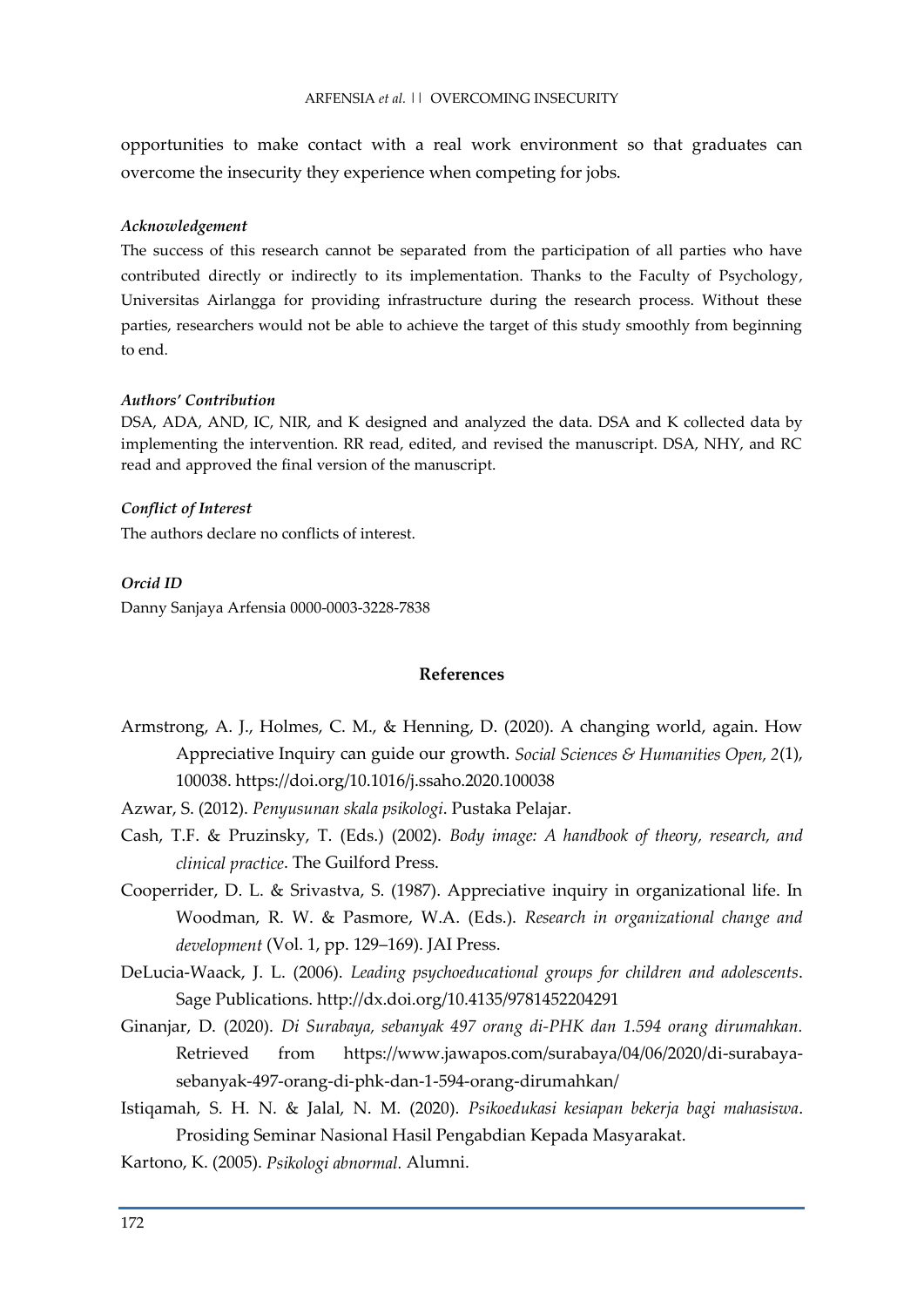opportunities to make contact with a real work environment so that graduates can overcome the insecurity they experience when competing for jobs.

***Acknowledgement***

The success of this research cannot be separated from the participation of all parties who have contributed directly or indirectly to its implementation. Thanks to the Faculty of Psychology, Universitas Airlangga for providing infrastructure during the research process. Without these parties, researchers would not be able to achieve the target of this study smoothly from beginning to end.

***Authors' Contribution***

DSA, ADA, AND, IC, NIR, and K designed and analyzed the data. DSA and K collected data by implementing the intervention. RR read, edited, and revised the manuscript. DSA, NHY, and RC read and approved the final version of the manuscript.

***Conflict of Interest***

The authors declare no conflicts of interest.

***Orcid ID***

Danny Sanjaya Arfensia 0000-0003-3228-7838

## References

Armstrong, A. J., Holmes, C. M., & Henning, D. (2020). A changing world, again. How Appreciative Inquiry can guide our growth. *Social Sciences & Humanities Open, 2*(1), 100038. https://doi.org/10.1016/j.ssaho.2020.100038

Azwar, S. (2012). *Penyusunan skala psikologi*. Pustaka Pelajar.

Cash, T.F. & Pruzinsky, T. (Eds.) (2002). *Body image: A handbook of theory, research, and clinical practice*. The Guilford Press.

Cooperrider, D. L. & Srivastva, S. (1987). Appreciative inquiry in organizational life. In Woodman, R. W. & Pasmore, W.A. (Eds.). *Research in organizational change and development* (Vol. 1, pp. 129–169). JAI Press.

DeLucia-Waack, J. L. (2006). *Leading psychoeducational groups for children and adolescents*. Sage Publications. http://dx.doi.org/10.4135/9781452204291

Ginanjar, D. (2020). *Di Surabaya, sebanyak 497 orang di-PHK dan 1.594 orang dirumahkan.* Retrieved from https://www.jawapos.com/surabaya/04/06/2020/di-surabaya-sebanyak-497-orang-di-phk-dan-1-594-orang-dirumahkan/

Istiqamah, S. H. N. & Jalal, N. M. (2020). *Psikoedukasi kesiapan bekerja bagi mahasiswa*. Prosiding Seminar Nasional Hasil Pengabdian Kepada Masyarakat.

Kartono, K. (2005). *Psikologi abnormal*. Alumni.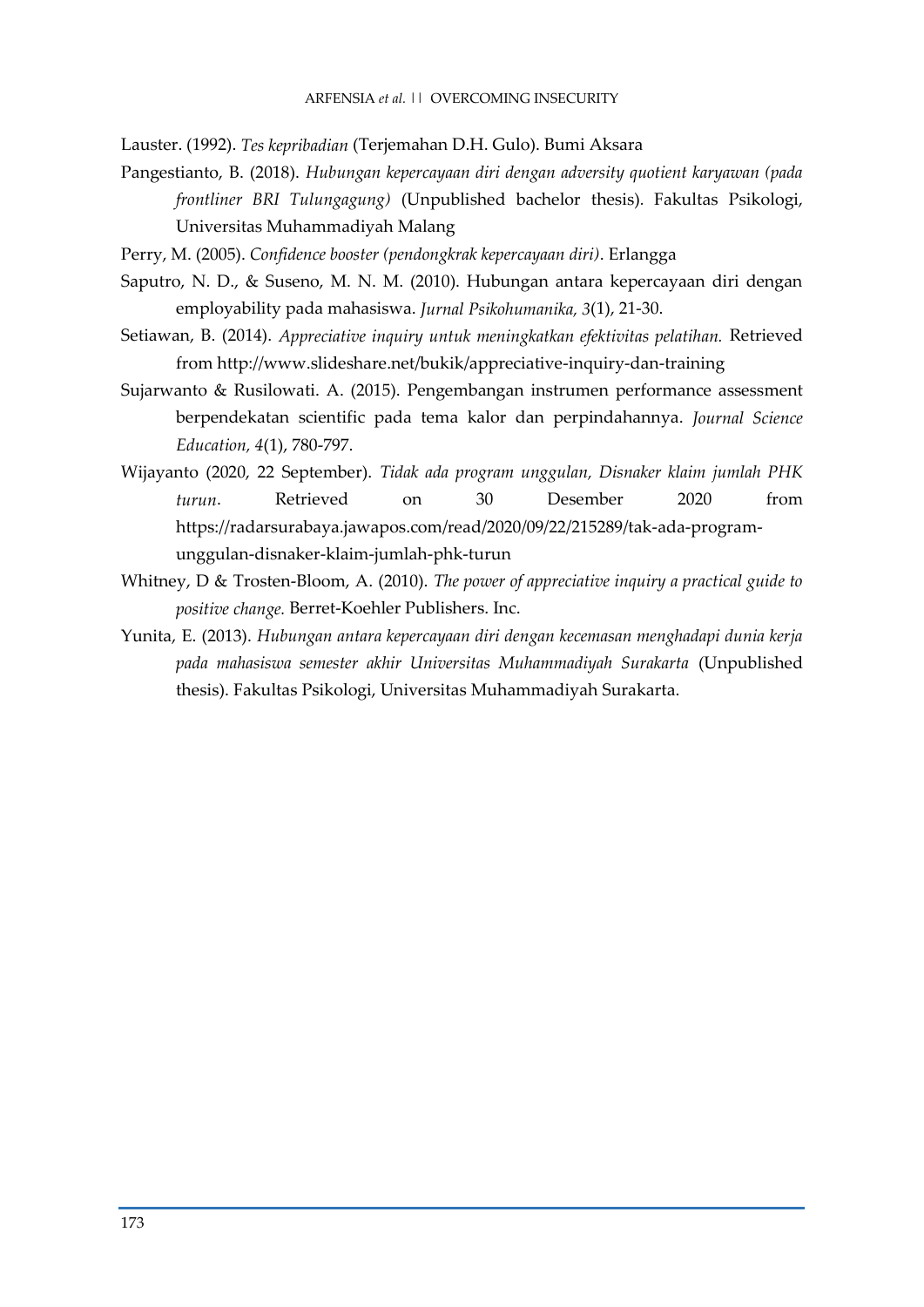Lauster. (1992). *Tes kepribadian* (Terjemahan D.H. Gulo). Bumi Aksara

Pangestianto, B. (2018). *Hubungan kepercayaan diri dengan adversity quotient karyawan (pada frontliner BRI Tulungagung)* (Unpublished bachelor thesis). Fakultas Psikologi, Universitas Muhammadiyah Malang

Perry, M. (2005). *Confidence booster (pendongkrak kepercayaan diri)*. Erlangga

Saputro, N. D., & Suseno, M. N. M. (2010). Hubungan antara kepercayaan diri dengan employability pada mahasiswa. *Jurnal Psikohumanika, 3*(1), 21-30.

Setiawan, B. (2014). *Appreciative inquiry untuk meningkatkan efektivitas pelatihan.* Retrieved from http://www.slideshare.net/bukik/appreciative-inquiry-dan-training

Sujarwanto & Rusilowati. A. (2015). Pengembangan instrumen performance assessment berpendekatan scientific pada tema kalor dan perpindahannya. *Journal Science Education, 4*(1), 780-797.

Wijayanto (2020, 22 September). *Tidak ada program unggulan, Disnaker klaim jumlah PHK turun*. Retrieved on 30 Desember 2020 from https://radarsurabaya.jawapos.com/read/2020/09/22/215289/tak-ada-program-unggulan-disnaker-klaim-jumlah-phk-turun

Whitney, D & Trosten-Bloom, A. (2010). *The power of appreciative inquiry a practical guide to positive change.* Berret-Koehler Publishers. Inc.

Yunita, E. (2013). *Hubungan antara kepercayaan diri dengan kecemasan menghadapi dunia kerja pada mahasiswa semester akhir Universitas Muhammadiyah Surakarta* (Unpublished thesis). Fakultas Psikologi, Universitas Muhammadiyah Surakarta.